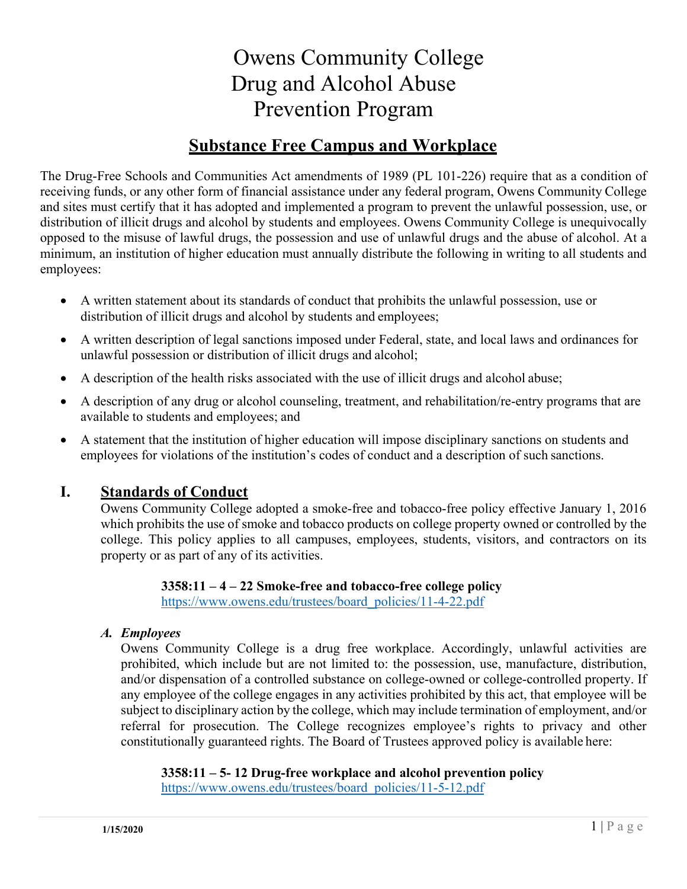# Owens Community College Drug and Alcohol Abuse Prevention Program

## Substance Free Campus and Workplace

The Drug-Free Schools and Communities Act amendments of 1989 (PL 101-226) require that as a condition of receiving funds, or any other form of financial assistance under any federal program, Owens Community College and sites must certify that it has adopted and implemented a program to prevent the unlawful possession, use, or distribution of illicit drugs and alcohol by students and employees. Owens Community College is unequivocally opposed to the misuse of lawful drugs, the possession and use of unlawful drugs and the abuse of alcohol. At a minimum, an institution of higher education must annually distribute the following in writing to all students and employees:

- A written statement about its standards of conduct that prohibits the unlawful possession, use or distribution of illicit drugs and alcohol by students and employees;
- A written description of legal sanctions imposed under Federal, state, and local laws and ordinances for unlawful possession or distribution of illicit drugs and alcohol;
- A description of the health risks associated with the use of illicit drugs and alcohol abuse;
- A description of any drug or alcohol counseling, treatment, and rehabilitation/re-entry programs that are available to students and employees; and
- A statement that the institution of higher education will impose disciplinary sanctions on students and employees for violations of the institution's codes of conduct and a description of such sanctions.

## I. Standards of Conduct

Owens Community College adopted a smoke-free and tobacco-free policy effective January 1, 2016 which prohibits the use of smoke and tobacco products on college property owned or controlled by the college. This policy applies to all campuses, employees, students, visitors, and contractors on its property or as part of any of its activities.

**3358:11 – 4 – 22 Smoke-free and tobacco-free college policy**
https://www.owens.edu/trustees/board_policies/11-4-22.pdf

### *A. Employees*

Owens Community College is a drug free workplace. Accordingly, unlawful activities are prohibited, which include but are not limited to: the possession, use, manufacture, distribution, and/or dispensation of a controlled substance on college-owned or college-controlled property. If any employee of the college engages in any activities prohibited by this act, that employee will be subject to disciplinary action by the college, which may include termination of employment, and/or referral for prosecution. The College recognizes employee's rights to privacy and other constitutionally guaranteed rights. The Board of Trustees approved policy is available here:

**3358:11 – 5- 12 Drug-free workplace and alcohol prevention policy**
https://www.owens.edu/trustees/board_policies/11-5-12.pdf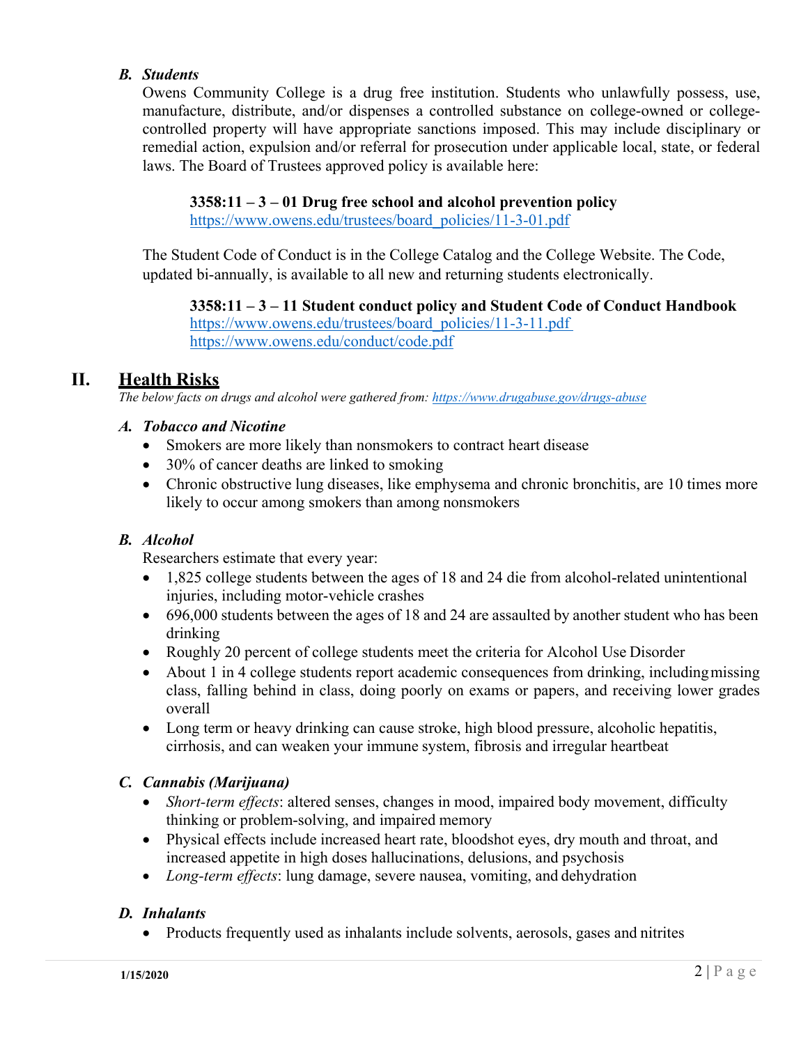### *B. Students*

Owens Community College is a drug free institution. Students who unlawfully possess, use, manufacture, distribute, and/or dispenses a controlled substance on college-owned or college-controlled property will have appropriate sanctions imposed. This may include disciplinary or remedial action, expulsion and/or referral for prosecution under applicable local, state, or federal laws. The Board of Trustees approved policy is available here:

**3358:11 – 3 – 01 Drug free school and alcohol prevention policy**
https://www.owens.edu/trustees/board_policies/11-3-01.pdf

The Student Code of Conduct is in the College Catalog and the College Website. The Code, updated bi-annually, is available to all new and returning students electronically.

**3358:11 – 3 – 11 Student conduct policy and Student Code of Conduct Handbook**
https://www.owens.edu/trustees/board_policies/11-3-11.pdf
https://www.owens.edu/conduct/code.pdf

## II. Health Risks

*The below facts on drugs and alcohol were gathered from: https://www.drugabuse.gov/drugs-abuse*

### *A. Tobacco and Nicotine*

- Smokers are more likely than nonsmokers to contract heart disease
- 30% of cancer deaths are linked to smoking
- Chronic obstructive lung diseases, like emphysema and chronic bronchitis, are 10 times more likely to occur among smokers than among nonsmokers

### *B. Alcohol*

Researchers estimate that every year:

- 1,825 college students between the ages of 18 and 24 die from alcohol-related unintentional injuries, including motor-vehicle crashes
- 696,000 students between the ages of 18 and 24 are assaulted by another student who has been drinking
- Roughly 20 percent of college students meet the criteria for Alcohol Use Disorder
- About 1 in 4 college students report academic consequences from drinking, including missing class, falling behind in class, doing poorly on exams or papers, and receiving lower grades overall
- Long term or heavy drinking can cause stroke, high blood pressure, alcoholic hepatitis, cirrhosis, and can weaken your immune system, fibrosis and irregular heartbeat

### *C. Cannabis (Marijuana)*

- *Short-term effects*: altered senses, changes in mood, impaired body movement, difficulty thinking or problem-solving, and impaired memory
- Physical effects include increased heart rate, bloodshot eyes, dry mouth and throat, and increased appetite in high doses hallucinations, delusions, and psychosis
- *Long-term effects*: lung damage, severe nausea, vomiting, and dehydration

### *D. Inhalants*

- Products frequently used as inhalants include solvents, aerosols, gases and nitrites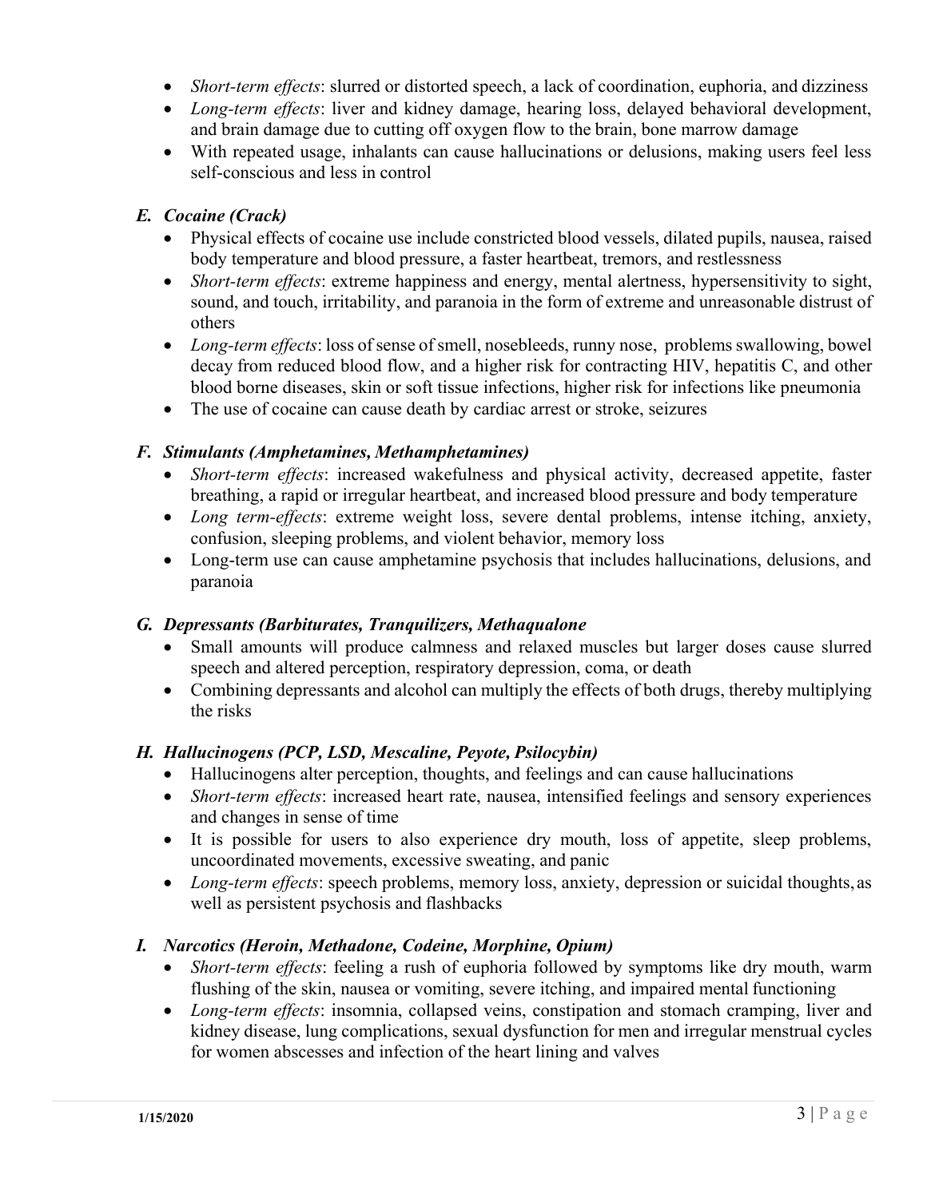- *Short-term effects*: slurred or distorted speech, a lack of coordination, euphoria, and dizziness
- *Long-term effects*: liver and kidney damage, hearing loss, delayed behavioral development, and brain damage due to cutting off oxygen flow to the brain, bone marrow damage
- With repeated usage, inhalants can cause hallucinations or delusions, making users feel less self-conscious and less in control

### *E. Cocaine (Crack)*

- Physical effects of cocaine use include constricted blood vessels, dilated pupils, nausea, raised body temperature and blood pressure, a faster heartbeat, tremors, and restlessness
- *Short-term effects*: extreme happiness and energy, mental alertness, hypersensitivity to sight, sound, and touch, irritability, and paranoia in the form of extreme and unreasonable distrust of others
- *Long-term effects*: loss of sense of smell, nosebleeds, runny nose, problems swallowing, bowel decay from reduced blood flow, and a higher risk for contracting HIV, hepatitis C, and other blood borne diseases, skin or soft tissue infections, higher risk for infections like pneumonia
- The use of cocaine can cause death by cardiac arrest or stroke, seizures

### *F. Stimulants (Amphetamines, Methamphetamines)*

- *Short-term effects*: increased wakefulness and physical activity, decreased appetite, faster breathing, a rapid or irregular heartbeat, and increased blood pressure and body temperature
- *Long term-effects*: extreme weight loss, severe dental problems, intense itching, anxiety, confusion, sleeping problems, and violent behavior, memory loss
- Long-term use can cause amphetamine psychosis that includes hallucinations, delusions, and paranoia

### *G. Depressants (Barbiturates, Tranquilizers, Methaqualone*

- Small amounts will produce calmness and relaxed muscles but larger doses cause slurred speech and altered perception, respiratory depression, coma, or death
- Combining depressants and alcohol can multiply the effects of both drugs, thereby multiplying the risks

### *H. Hallucinogens (PCP, LSD, Mescaline, Peyote, Psilocybin)*

- Hallucinogens alter perception, thoughts, and feelings and can cause hallucinations
- *Short-term effects*: increased heart rate, nausea, intensified feelings and sensory experiences and changes in sense of time
- It is possible for users to also experience dry mouth, loss of appetite, sleep problems, uncoordinated movements, excessive sweating, and panic
- *Long-term effects*: speech problems, memory loss, anxiety, depression or suicidal thoughts, as well as persistent psychosis and flashbacks

### *I. Narcotics (Heroin, Methadone, Codeine, Morphine, Opium)*

- *Short-term effects*: feeling a rush of euphoria followed by symptoms like dry mouth, warm flushing of the skin, nausea or vomiting, severe itching, and impaired mental functioning
- *Long-term effects*: insomnia, collapsed veins, constipation and stomach cramping, liver and kidney disease, lung complications, sexual dysfunction for men and irregular menstrual cycles for women abscesses and infection of the heart lining and valves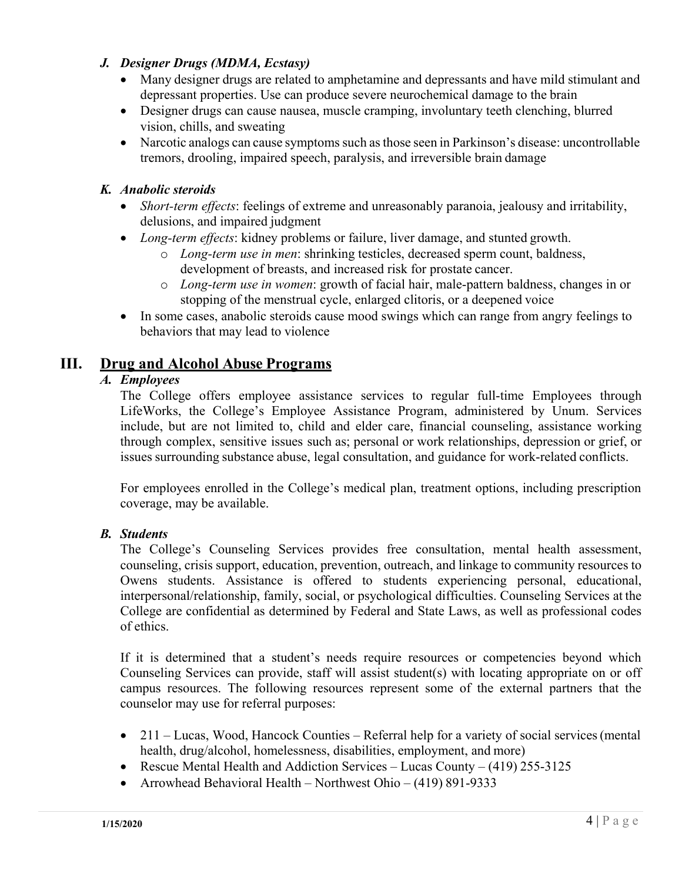### *J. Designer Drugs (MDMA, Ecstasy)*

- Many designer drugs are related to amphetamine and depressants and have mild stimulant and depressant properties. Use can produce severe neurochemical damage to the brain
- Designer drugs can cause nausea, muscle cramping, involuntary teeth clenching, blurred vision, chills, and sweating
- Narcotic analogs can cause symptoms such as those seen in Parkinson's disease: uncontrollable tremors, drooling, impaired speech, paralysis, and irreversible brain damage

### *K. Anabolic steroids*

- *Short-term effects*: feelings of extreme and unreasonably paranoia, jealousy and irritability, delusions, and impaired judgment
- *Long-term effects*: kidney problems or failure, liver damage, and stunted growth.
  - *Long-term use in men*: shrinking testicles, decreased sperm count, baldness, development of breasts, and increased risk for prostate cancer.
  - *Long-term use in women*: growth of facial hair, male-pattern baldness, changes in or stopping of the menstrual cycle, enlarged clitoris, or a deepened voice
- In some cases, anabolic steroids cause mood swings which can range from angry feelings to behaviors that may lead to violence

## III. Drug and Alcohol Abuse Programs

### *A. Employees*

The College offers employee assistance services to regular full-time Employees through LifeWorks, the College's Employee Assistance Program, administered by Unum. Services include, but are not limited to, child and elder care, financial counseling, assistance working through complex, sensitive issues such as; personal or work relationships, depression or grief, or issues surrounding substance abuse, legal consultation, and guidance for work-related conflicts.

For employees enrolled in the College's medical plan, treatment options, including prescription coverage, may be available.

### *B. Students*

The College's Counseling Services provides free consultation, mental health assessment, counseling, crisis support, education, prevention, outreach, and linkage to community resources to Owens students. Assistance is offered to students experiencing personal, educational, interpersonal/relationship, family, social, or psychological difficulties. Counseling Services at the College are confidential as determined by Federal and State Laws, as well as professional codes of ethics.

If it is determined that a student's needs require resources or competencies beyond which Counseling Services can provide, staff will assist student(s) with locating appropriate on or off campus resources. The following resources represent some of the external partners that the counselor may use for referral purposes:

- 211 – Lucas, Wood, Hancock Counties – Referral help for a variety of social services (mental health, drug/alcohol, homelessness, disabilities, employment, and more)
- Rescue Mental Health and Addiction Services – Lucas County – (419) 255-3125
- Arrowhead Behavioral Health – Northwest Ohio – (419) 891-9333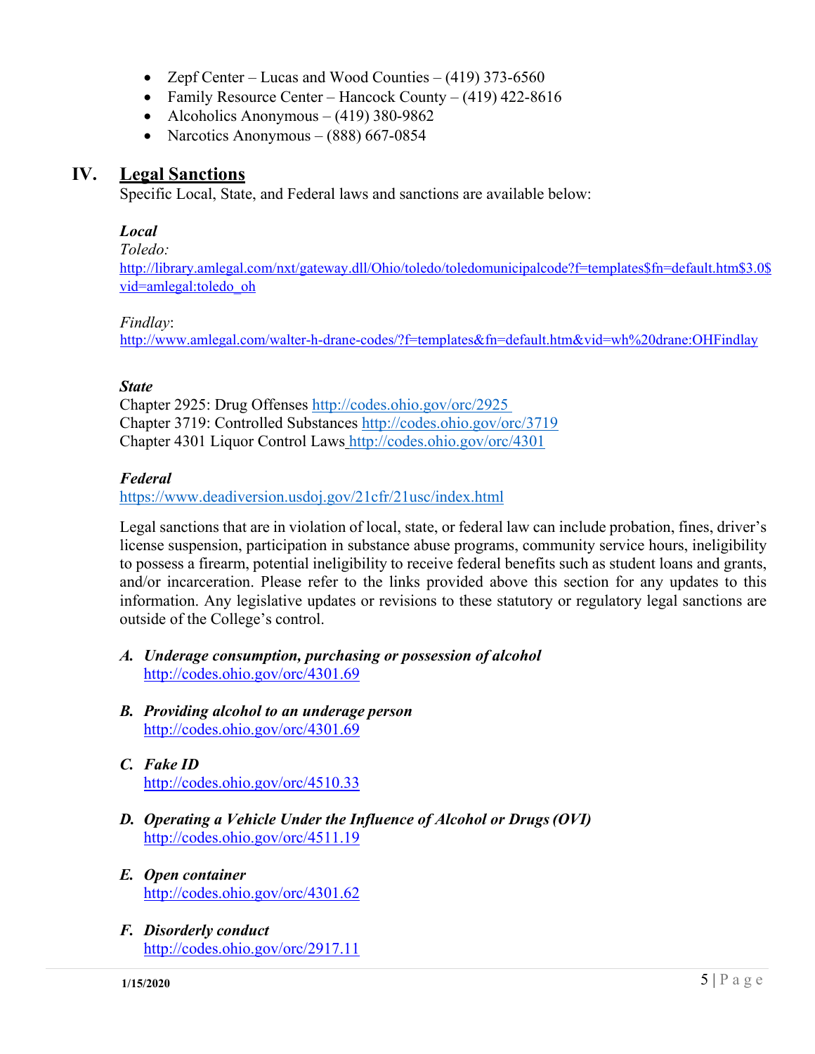- Zepf Center – Lucas and Wood Counties – (419) 373-6560
- Family Resource Center – Hancock County – (419) 422-8616
- Alcoholics Anonymous – (419) 380-9862
- Narcotics Anonymous – (888) 667-0854

## IV. Legal Sanctions

Specific Local, State, and Federal laws and sanctions are available below:

***Local***

*Toledo:*
http://library.amlegal.com/nxt/gateway.dll/Ohio/toledo/toledomunicipalcode?f=templates$fn=default.htm$3.0$vid=amlegal:toledo_oh

*Findlay*:
http://www.amlegal.com/walter-h-drane-codes/?f=templates&fn=default.htm&vid=wh%20drane:OHFindlay

***State***

Chapter 2925: Drug Offenses http://codes.ohio.gov/orc/2925
Chapter 3719: Controlled Substances http://codes.ohio.gov/orc/3719
Chapter 4301 Liquor Control Laws http://codes.ohio.gov/orc/4301

***Federal***

https://www.deadiversion.usdoj.gov/21cfr/21usc/index.html

Legal sanctions that are in violation of local, state, or federal law can include probation, fines, driver's license suspension, participation in substance abuse programs, community service hours, ineligibility to possess a firearm, potential ineligibility to receive federal benefits such as student loans and grants, and/or incarceration. Please refer to the links provided above this section for any updates to this information. Any legislative updates or revisions to these statutory or regulatory legal sanctions are outside of the College's control.

***A. Underage consumption, purchasing or possession of alcohol***
http://codes.ohio.gov/orc/4301.69

***B. Providing alcohol to an underage person***
http://codes.ohio.gov/orc/4301.69

***C. Fake ID***
http://codes.ohio.gov/orc/4510.33

***D. Operating a Vehicle Under the Influence of Alcohol or Drugs (OVI)***
http://codes.ohio.gov/orc/4511.19

***E. Open container***
http://codes.ohio.gov/orc/4301.62

***F. Disorderly conduct***
http://codes.ohio.gov/orc/2917.11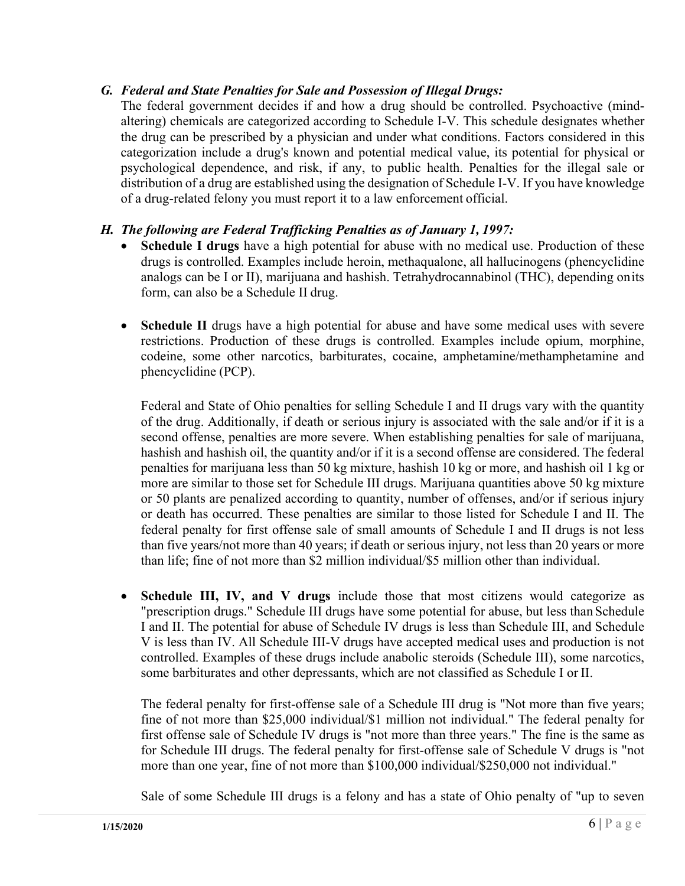### *G. Federal and State Penalties for Sale and Possession of Illegal Drugs:*

The federal government decides if and how a drug should be controlled. Psychoactive (mind-altering) chemicals are categorized according to Schedule I-V. This schedule designates whether the drug can be prescribed by a physician and under what conditions. Factors considered in this categorization include a drug's known and potential medical value, its potential for physical or psychological dependence, and risk, if any, to public health. Penalties for the illegal sale or distribution of a drug are established using the designation of Schedule I-V. If you have knowledge of a drug-related felony you must report it to a law enforcement official.

### *H. The following are Federal Trafficking Penalties as of January 1, 1997:*

- **Schedule I drugs** have a high potential for abuse with no medical use. Production of these drugs is controlled. Examples include heroin, methaqualone, all hallucinogens (phencyclidine analogs can be I or II), marijuana and hashish. Tetrahydrocannabinol (THC), depending on its form, can also be a Schedule II drug.

- **Schedule II** drugs have a high potential for abuse and have some medical uses with severe restrictions. Production of these drugs is controlled. Examples include opium, morphine, codeine, some other narcotics, barbiturates, cocaine, amphetamine/methamphetamine and phencyclidine (PCP).

  Federal and State of Ohio penalties for selling Schedule I and II drugs vary with the quantity of the drug. Additionally, if death or serious injury is associated with the sale and/or if it is a second offense, penalties are more severe. When establishing penalties for sale of marijuana, hashish and hashish oil, the quantity and/or if it is a second offense are considered. The federal penalties for marijuana less than 50 kg mixture, hashish 10 kg or more, and hashish oil 1 kg or more are similar to those set for Schedule III drugs. Marijuana quantities above 50 kg mixture or 50 plants are penalized according to quantity, number of offenses, and/or if serious injury or death has occurred. These penalties are similar to those listed for Schedule I and II. The federal penalty for first offense sale of small amounts of Schedule I and II drugs is not less than five years/not more than 40 years; if death or serious injury, not less than 20 years or more than life; fine of not more than $2 million individual/$5 million other than individual.

- **Schedule III, IV, and V drugs** include those that most citizens would categorize as "prescription drugs." Schedule III drugs have some potential for abuse, but less than Schedule I and II. The potential for abuse of Schedule IV drugs is less than Schedule III, and Schedule V is less than IV. All Schedule III-V drugs have accepted medical uses and production is not controlled. Examples of these drugs include anabolic steroids (Schedule III), some narcotics, some barbiturates and other depressants, which are not classified as Schedule I or II.

  The federal penalty for first-offense sale of a Schedule III drug is "Not more than five years; fine of not more than $25,000 individual/$1 million not individual." The federal penalty for first offense sale of Schedule IV drugs is "not more than three years." The fine is the same as for Schedule III drugs. The federal penalty for first-offense sale of Schedule V drugs is "not more than one year, fine of not more than $100,000 individual/$250,000 not individual."

  Sale of some Schedule III drugs is a felony and has a state of Ohio penalty of "up to seven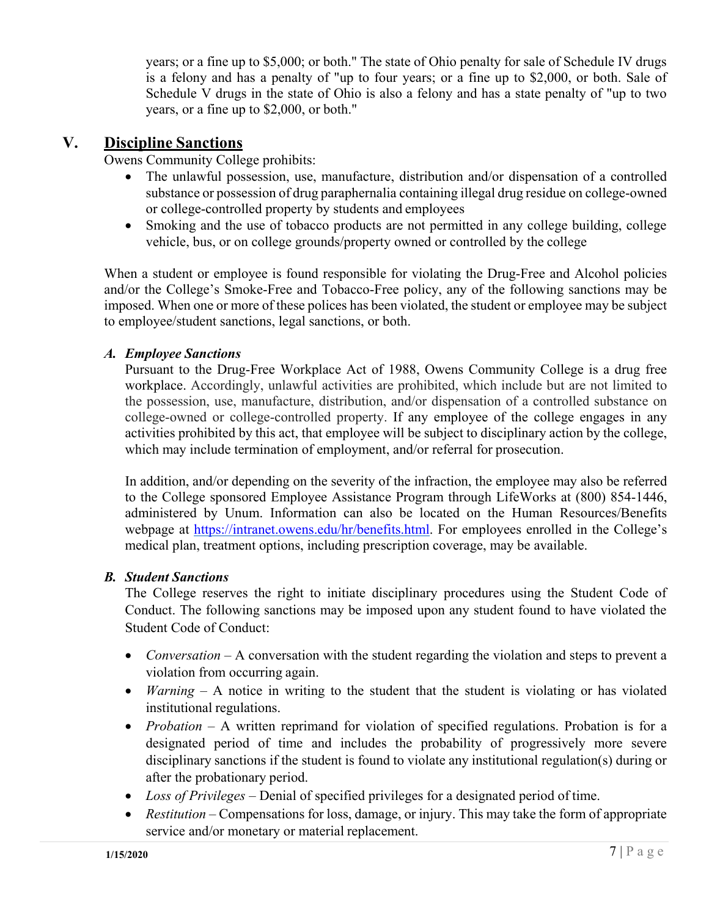years; or a fine up to $5,000; or both." The state of Ohio penalty for sale of Schedule IV drugs is a felony and has a penalty of "up to four years; or a fine up to $2,000, or both. Sale of Schedule V drugs in the state of Ohio is also a felony and has a state penalty of "up to two years, or a fine up to $2,000, or both."

## V. Discipline Sanctions

Owens Community College prohibits:

- The unlawful possession, use, manufacture, distribution and/or dispensation of a controlled substance or possession of drug paraphernalia containing illegal drug residue on college-owned or college-controlled property by students and employees
- Smoking and the use of tobacco products are not permitted in any college building, college vehicle, bus, or on college grounds/property owned or controlled by the college

When a student or employee is found responsible for violating the Drug-Free and Alcohol policies and/or the College's Smoke-Free and Tobacco-Free policy, any of the following sanctions may be imposed. When one or more of these polices has been violated, the student or employee may be subject to employee/student sanctions, legal sanctions, or both.

### *A. Employee Sanctions*

Pursuant to the Drug-Free Workplace Act of 1988, Owens Community College is a drug free workplace. Accordingly, unlawful activities are prohibited, which include but are not limited to the possession, use, manufacture, distribution, and/or dispensation of a controlled substance on college-owned or college-controlled property. If any employee of the college engages in any activities prohibited by this act, that employee will be subject to disciplinary action by the college, which may include termination of employment, and/or referral for prosecution.

In addition, and/or depending on the severity of the infraction, the employee may also be referred to the College sponsored Employee Assistance Program through LifeWorks at (800) 854-1446, administered by Unum. Information can also be located on the Human Resources/Benefits webpage at https://intranet.owens.edu/hr/benefits.html. For employees enrolled in the College's medical plan, treatment options, including prescription coverage, may be available.

### *B. Student Sanctions*

The College reserves the right to initiate disciplinary procedures using the Student Code of Conduct. The following sanctions may be imposed upon any student found to have violated the Student Code of Conduct:

- *Conversation* – A conversation with the student regarding the violation and steps to prevent a violation from occurring again.
- *Warning* – A notice in writing to the student that the student is violating or has violated institutional regulations.
- *Probation* – A written reprimand for violation of specified regulations. Probation is for a designated period of time and includes the probability of progressively more severe disciplinary sanctions if the student is found to violate any institutional regulation(s) during or after the probationary period.
- *Loss of Privileges* – Denial of specified privileges for a designated period of time.
- *Restitution* – Compensations for loss, damage, or injury. This may take the form of appropriate service and/or monetary or material replacement.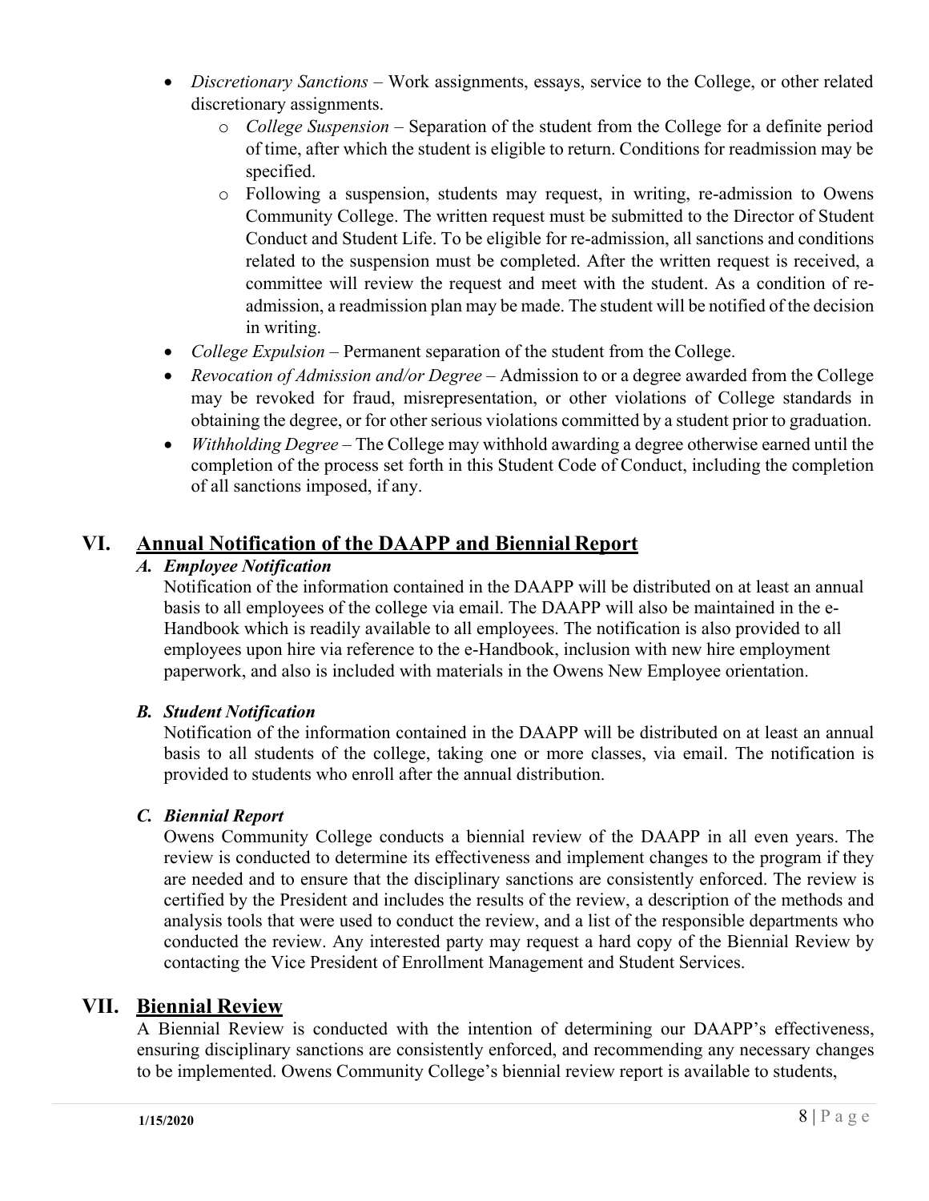- *Discretionary Sanctions* – Work assignments, essays, service to the College, or other related discretionary assignments.
    - *College Suspension* – Separation of the student from the College for a definite period of time, after which the student is eligible to return. Conditions for readmission may be specified.
    - Following a suspension, students may request, in writing, re-admission to Owens Community College. The written request must be submitted to the Director of Student Conduct and Student Life. To be eligible for re-admission, all sanctions and conditions related to the suspension must be completed. After the written request is received, a committee will review the request and meet with the student. As a condition of re-admission, a readmission plan may be made. The student will be notified of the decision in writing.
- *College Expulsion* – Permanent separation of the student from the College.
- *Revocation of Admission and/or Degree* – Admission to or a degree awarded from the College may be revoked for fraud, misrepresentation, or other violations of College standards in obtaining the degree, or for other serious violations committed by a student prior to graduation.
- *Withholding Degree* – The College may withhold awarding a degree otherwise earned until the completion of the process set forth in this Student Code of Conduct, including the completion of all sanctions imposed, if any.

## VI. Annual Notification of the DAAPP and Biennial Report

### *A. Employee Notification*

Notification of the information contained in the DAAPP will be distributed on at least an annual basis to all employees of the college via email. The DAAPP will also be maintained in the e-Handbook which is readily available to all employees. The notification is also provided to all employees upon hire via reference to the e-Handbook, inclusion with new hire employment paperwork, and also is included with materials in the Owens New Employee orientation.

### *B. Student Notification*

Notification of the information contained in the DAAPP will be distributed on at least an annual basis to all students of the college, taking one or more classes, via email. The notification is provided to students who enroll after the annual distribution.

### *C. Biennial Report*

Owens Community College conducts a biennial review of the DAAPP in all even years. The review is conducted to determine its effectiveness and implement changes to the program if they are needed and to ensure that the disciplinary sanctions are consistently enforced. The review is certified by the President and includes the results of the review, a description of the methods and analysis tools that were used to conduct the review, and a list of the responsible departments who conducted the review. Any interested party may request a hard copy of the Biennial Review by contacting the Vice President of Enrollment Management and Student Services.

## VII. Biennial Review

A Biennial Review is conducted with the intention of determining our DAAPP's effectiveness, ensuring disciplinary sanctions are consistently enforced, and recommending any necessary changes to be implemented. Owens Community College's biennial review report is available to students,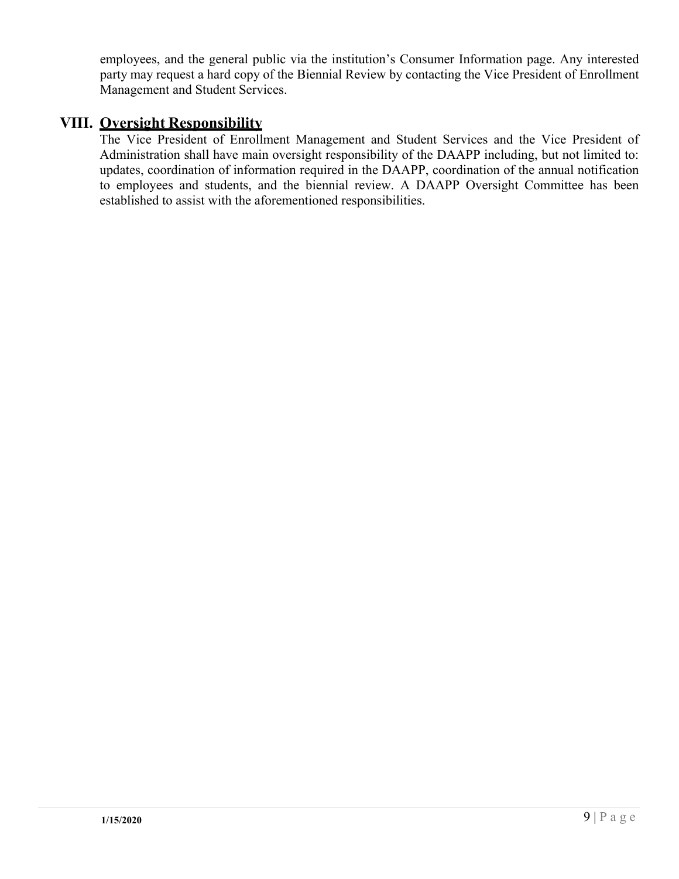employees, and the general public via the institution's Consumer Information page. Any interested party may request a hard copy of the Biennial Review by contacting the Vice President of Enrollment Management and Student Services.

## VIII. Oversight Responsibility

The Vice President of Enrollment Management and Student Services and the Vice President of Administration shall have main oversight responsibility of the DAAPP including, but not limited to: updates, coordination of information required in the DAAPP, coordination of the annual notification to employees and students, and the biennial review. A DAAPP Oversight Committee has been established to assist with the aforementioned responsibilities.